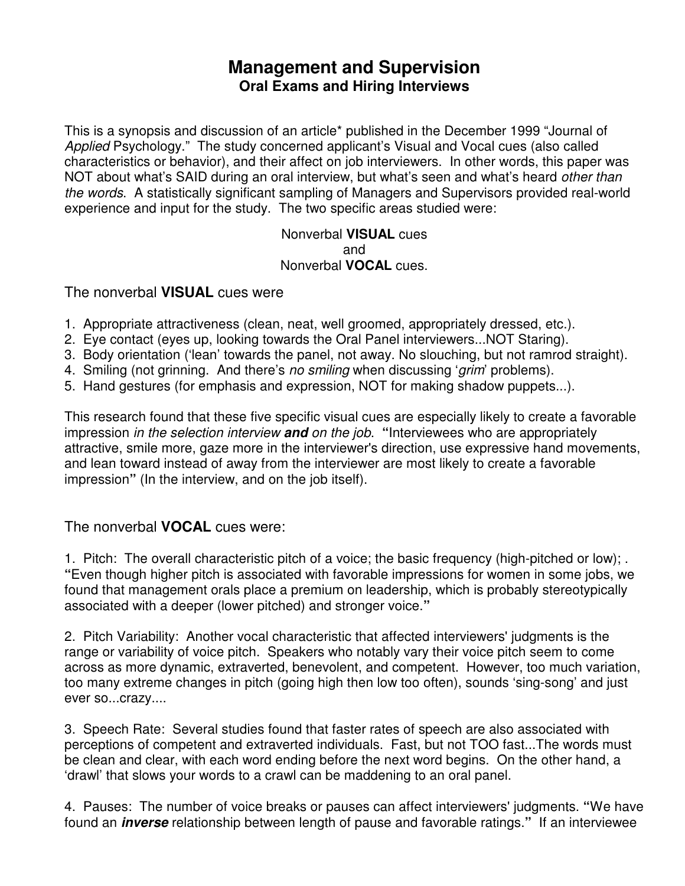# Management and Supervision

## Oral Exams and Hiring Interviews

This is a synopsis and discussion of an article* published in the December 1999 "Journal of *Applied* Psychology." The study concerned applicant's Visual and Vocal cues (also called characteristics or behavior), and their affect on job interviewers. In other words, this paper was NOT about what's SAID during an oral interview, but what's seen and what's heard *other than the words*. A statistically significant sampling of Managers and Supervisors provided real-world experience and input for the study. The two specific areas studied were:

Nonverbal **VISUAL** cues
and
Nonverbal **VOCAL** cues.

### The nonverbal **VISUAL** cues were

1. Appropriate attractiveness (clean, neat, well groomed, appropriately dressed, etc.).
2. Eye contact (eyes up, looking towards the Oral Panel interviewers...NOT Staring).
3. Body orientation ('lean' towards the panel, not away. No slouching, but not ramrod straight).
4. Smiling (not grinning. And there's *no smiling* when discussing '*grim*' problems).
5. Hand gestures (for emphasis and expression, NOT for making shadow puppets...).

This research found that these five specific visual cues are especially likely to create a favorable impression *in the selection interview **and** on the job*. **"**Interviewees who are appropriately attractive, smile more, gaze more in the interviewer's direction, use expressive hand movements, and lean toward instead of away from the interviewer are most likely to create a favorable impression**"** (In the interview, and on the job itself).

### The nonverbal **VOCAL** cues were:

1. Pitch: The overall characteristic pitch of a voice; the basic frequency (high-pitched or low); . **"**Even though higher pitch is associated with favorable impressions for women in some jobs, we found that management orals place a premium on leadership, which is probably stereotypically associated with a deeper (lower pitched) and stronger voice.**"**

2. Pitch Variability: Another vocal characteristic that affected interviewers' judgments is the range or variability of voice pitch. Speakers who notably vary their voice pitch seem to come across as more dynamic, extraverted, benevolent, and competent. However, too much variation, too many extreme changes in pitch (going high then low too often), sounds 'sing-song' and just ever so...crazy....

3. Speech Rate: Several studies found that faster rates of speech are also associated with perceptions of competent and extraverted individuals. Fast, but not TOO fast...The words must be clean and clear, with each word ending before the next word begins. On the other hand, a 'drawl' that slows your words to a crawl can be maddening to an oral panel.

4. Pauses: The number of voice breaks or pauses can affect interviewers' judgments. **"**We have found an ***inverse*** relationship between length of pause and favorable ratings.**"** If an interviewee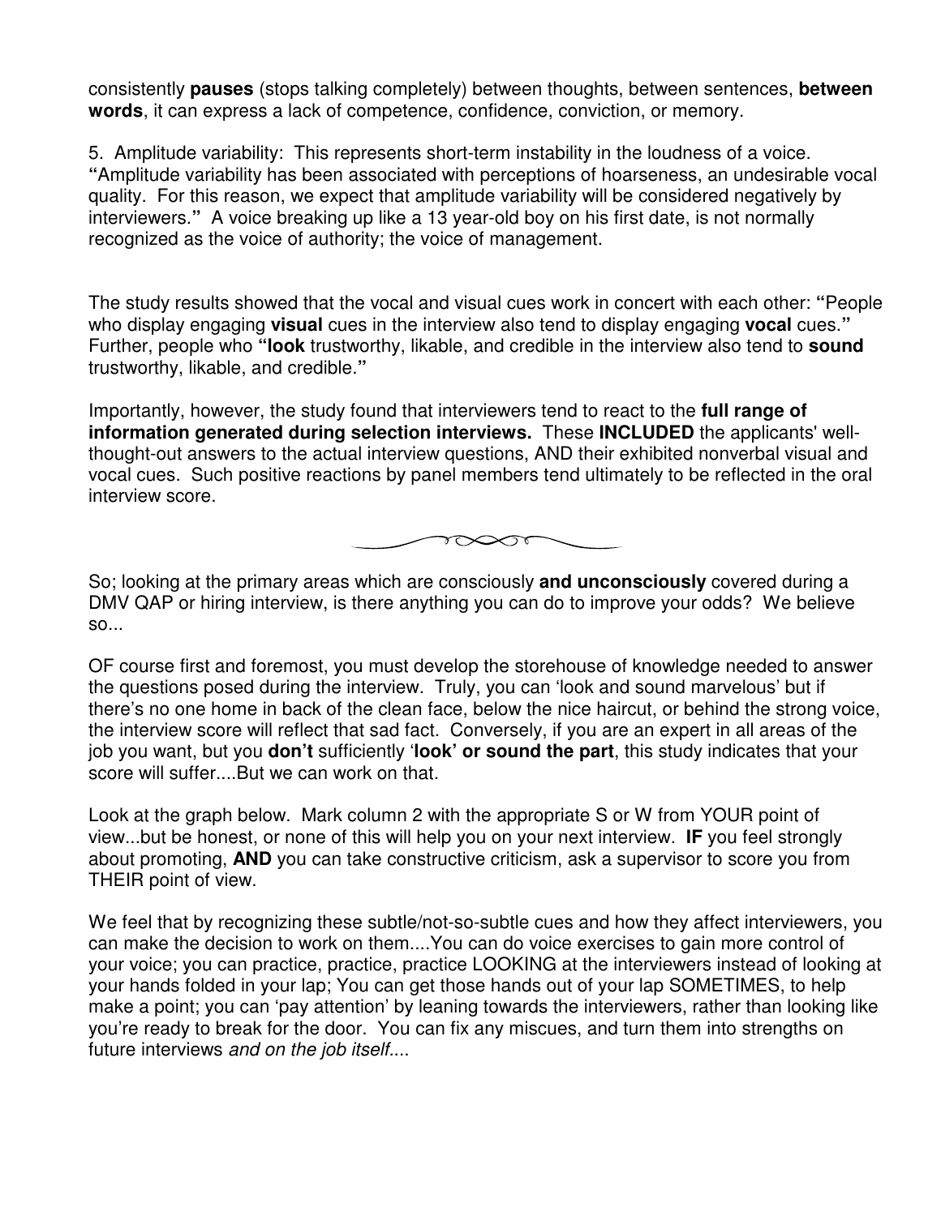consistently **pauses** (stops talking completely) between thoughts, between sentences, **between words**, it can express a lack of competence, confidence, conviction, or memory.

5. Amplitude variability: This represents short-term instability in the loudness of a voice. "Amplitude variability has been associated with perceptions of hoarseness, an undesirable vocal quality. For this reason, we expect that amplitude variability will be considered negatively by interviewers." A voice breaking up like a 13 year-old boy on his first date, is not normally recognized as the voice of authority; the voice of management.

The study results showed that the vocal and visual cues work in concert with each other: "People who display engaging **visual** cues in the interview also tend to display engaging **vocal** cues." Further, people who "**look** trustworthy, likable, and credible in the interview also tend to **sound** trustworthy, likable, and credible."

Importantly, however, the study found that interviewers tend to react to the **full range of information generated during selection interviews.** These **INCLUDED** the applicants' well-thought-out answers to the actual interview questions, AND their exhibited nonverbal visual and vocal cues. Such positive reactions by panel members tend ultimately to be reflected in the oral interview score.

So; looking at the primary areas which are consciously **and unconsciously** covered during a DMV QAP or hiring interview, is there anything you can do to improve your odds? We believe so...

OF course first and foremost, you must develop the storehouse of knowledge needed to answer the questions posed during the interview. Truly, you can 'look and sound marvelous' but if there's no one home in back of the clean face, below the nice haircut, or behind the strong voice, the interview score will reflect that sad fact. Conversely, if you are an expert in all areas of the job you want, but you **don't** sufficiently '**look' or sound the part**, this study indicates that your score will suffer....But we can work on that.

Look at the graph below. Mark column 2 with the appropriate S or W from YOUR point of view...but be honest, or none of this will help you on your next interview. **IF** you feel strongly about promoting, **AND** you can take constructive criticism, ask a supervisor to score you from THEIR point of view.

We feel that by recognizing these subtle/not-so-subtle cues and how they affect interviewers, you can make the decision to work on them....You can do voice exercises to gain more control of your voice; you can practice, practice, practice LOOKING at the interviewers instead of looking at your hands folded in your lap; You can get those hands out of your lap SOMETIMES, to help make a point; you can 'pay attention' by leaning towards the interviewers, rather than looking like you're ready to break for the door. You can fix any miscues, and turn them into strengths on future interviews *and on the job itself*....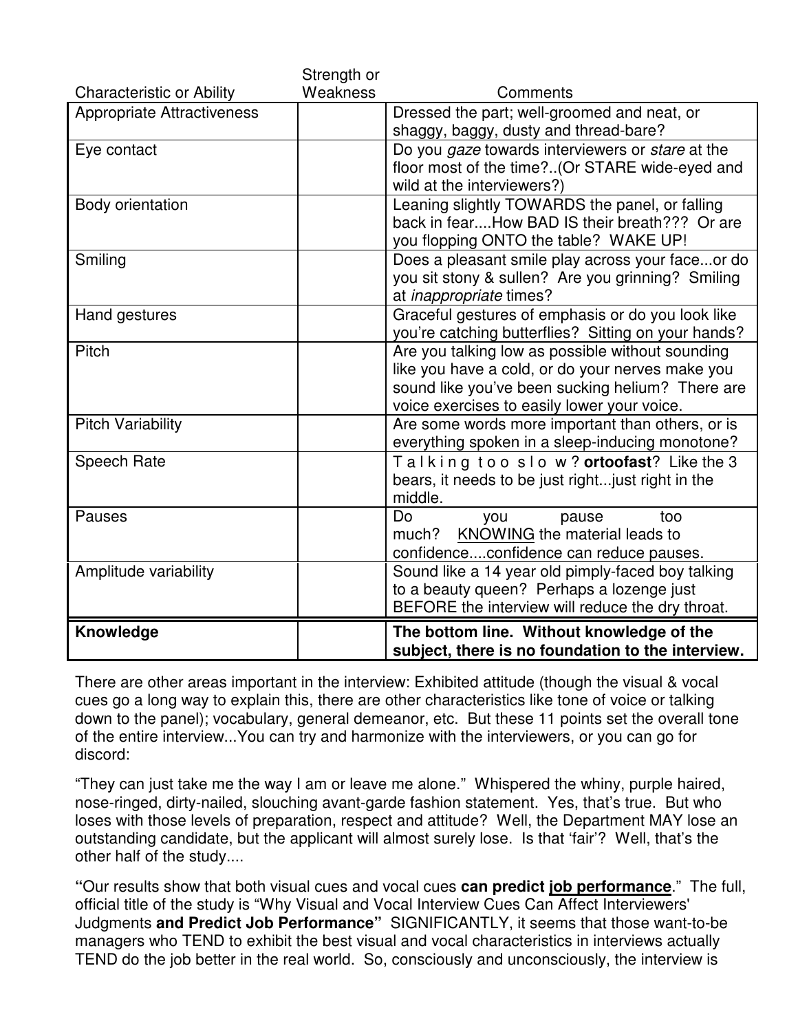| Characteristic or Ability | Strength or Weakness | Comments |
| --- | --- | --- |
| Appropriate Attractiveness | | Dressed the part; well-groomed and neat, or shaggy, baggy, dusty and thread-bare? |
| Eye contact | | Do you *gaze* towards interviewers or *stare* at the floor most of the time?..(Or STARE wide-eyed and wild at the interviewers?) |
| Body orientation | | Leaning slightly TOWARDS the panel, or falling back in fear....How BAD IS their breath??? Or are you flopping ONTO the table? WAKE UP! |
| Smiling | | Does a pleasant smile play across your face...or do you sit stony & sullen? Are you grinning? Smiling at *inappropriate* times? |
| Hand gestures | | Graceful gestures of emphasis or do you look like you're catching butterflies? Sitting on your hands? |
| Pitch | | Are you talking low as possible without sounding like you have a cold, or do your nerves make you sound like you've been sucking helium? There are voice exercises to easily lower your voice. |
| Pitch Variability | | Are some words more important than others, or is everything spoken in a sleep-inducing monotone? |
| Speech Rate | | T a l k i n g t o o s l o w ? **ortoofast**? Like the 3 bears, it needs to be just right...just right in the middle. |
| Pauses | | Do you pause too much? <u>KNOWING</u> the material leads to confidence....confidence can reduce pauses. |
| Amplitude variability | | Sound like a 14 year old pimply-faced boy talking to a beauty queen? Perhaps a lozenge just BEFORE the interview will reduce the dry throat. |
| **Knowledge** | | **The bottom line. Without knowledge of the subject, there is no foundation to the interview.** |

There are other areas important in the interview: Exhibited attitude (though the visual & vocal cues go a long way to explain this, there are other characteristics like tone of voice or talking down to the panel); vocabulary, general demeanor, etc. But these 11 points set the overall tone of the entire interview...You can try and harmonize with the interviewers, or you can go for discord:

"They can just take me the way I am or leave me alone." Whispered the whiny, purple haired, nose-ringed, dirty-nailed, slouching avant-garde fashion statement. Yes, that's true. But who loses with those levels of preparation, respect and attitude? Well, the Department MAY lose an outstanding candidate, but the applicant will almost surely lose. Is that 'fair'? Well, that's the other half of the study....

**"**Our results show that both visual cues and vocal cues **can predict <u>job performance</u>**." The full, official title of the study is "Why Visual and Vocal Interview Cues Can Affect Interviewers' Judgments **and Predict Job Performance"** SIGNIFICANTLY, it seems that those want-to-be managers who TEND to exhibit the best visual and vocal characteristics in interviews actually TEND do the job better in the real world. So, consciously and unconsciously, the interview is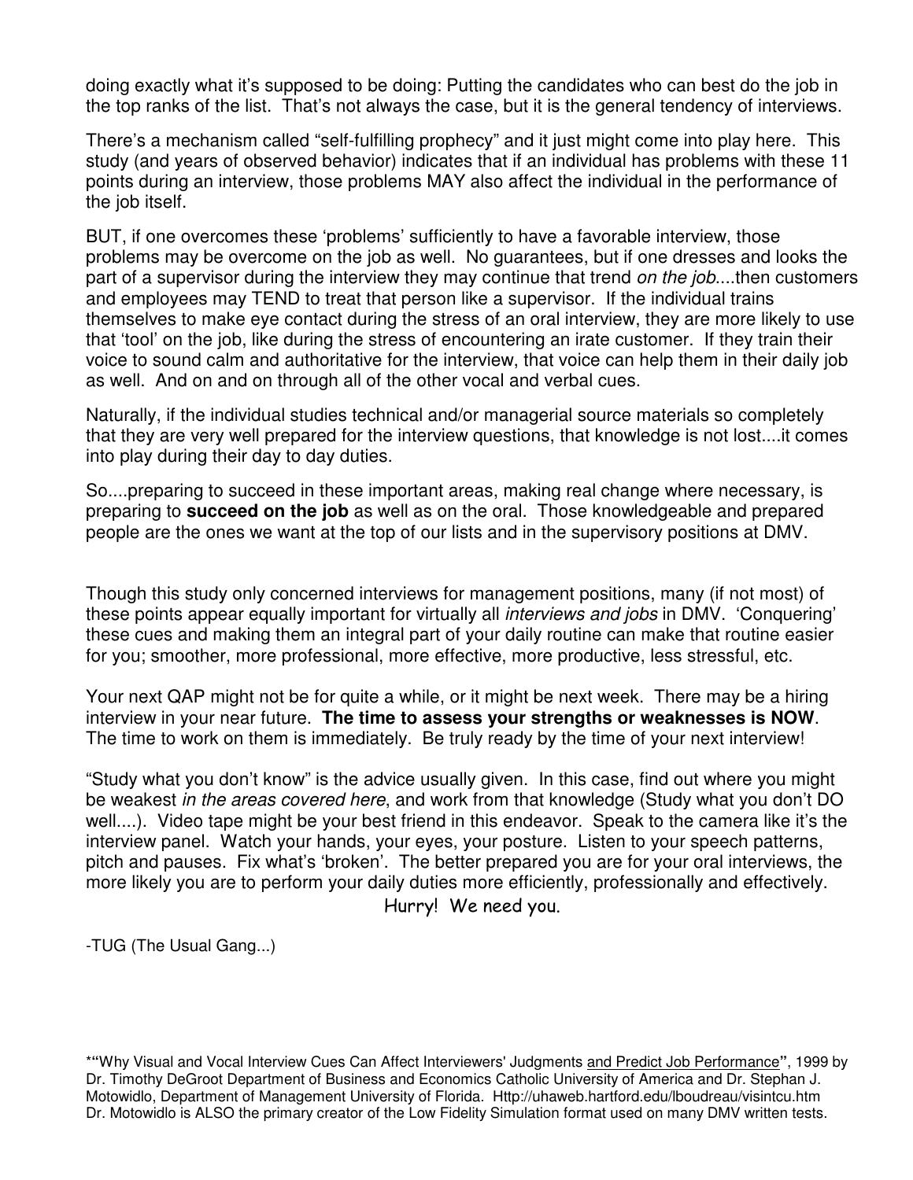doing exactly what it's supposed to be doing: Putting the candidates who can best do the job in the top ranks of the list. That's not always the case, but it is the general tendency of interviews.

There's a mechanism called "self-fulfilling prophecy" and it just might come into play here. This study (and years of observed behavior) indicates that if an individual has problems with these 11 points during an interview, those problems MAY also affect the individual in the performance of the job itself.

BUT, if one overcomes these 'problems' sufficiently to have a favorable interview, those problems may be overcome on the job as well. No guarantees, but if one dresses and looks the part of a supervisor during the interview they may continue that trend *on the job*....then customers and employees may TEND to treat that person like a supervisor. If the individual trains themselves to make eye contact during the stress of an oral interview, they are more likely to use that 'tool' on the job, like during the stress of encountering an irate customer. If they train their voice to sound calm and authoritative for the interview, that voice can help them in their daily job as well. And on and on through all of the other vocal and verbal cues.

Naturally, if the individual studies technical and/or managerial source materials so completely that they are very well prepared for the interview questions, that knowledge is not lost....it comes into play during their day to day duties.

So....preparing to succeed in these important areas, making real change where necessary, is preparing to **succeed on the job** as well as on the oral. Those knowledgeable and prepared people are the ones we want at the top of our lists and in the supervisory positions at DMV.

Though this study only concerned interviews for management positions, many (if not most) of these points appear equally important for virtually all *interviews and jobs* in DMV. 'Conquering' these cues and making them an integral part of your daily routine can make that routine easier for you; smoother, more professional, more effective, more productive, less stressful, etc.

Your next QAP might not be for quite a while, or it might be next week. There may be a hiring interview in your near future. **The time to assess your strengths or weaknesses is NOW**. The time to work on them is immediately. Be truly ready by the time of your next interview!

"Study what you don't know" is the advice usually given. In this case, find out where you might be weakest *in the areas covered here*, and work from that knowledge (Study what you don't DO well....). Video tape might be your best friend in this endeavor. Speak to the camera like it's the interview panel. Watch your hands, your eyes, your posture. Listen to your speech patterns, pitch and pauses. Fix what's 'broken'. The better prepared you are for your oral interviews, the more likely you are to perform your daily duties more efficiently, professionally and effectively.

Hurry! We need you.

-TUG (The Usual Gang...)

***"**Why Visual and Vocal Interview Cues Can Affect Interviewers' Judgments and Predict Job Performance**"**, 1999 by Dr. Timothy DeGroot Department of Business and Economics Catholic University of America and Dr. Stephan J. Motowidlo, Department of Management University of Florida. Http://uhaweb.hartford.edu/lboudreau/visintcu.htm
Dr. Motowidlo is ALSO the primary creator of the Low Fidelity Simulation format used on many DMV written tests.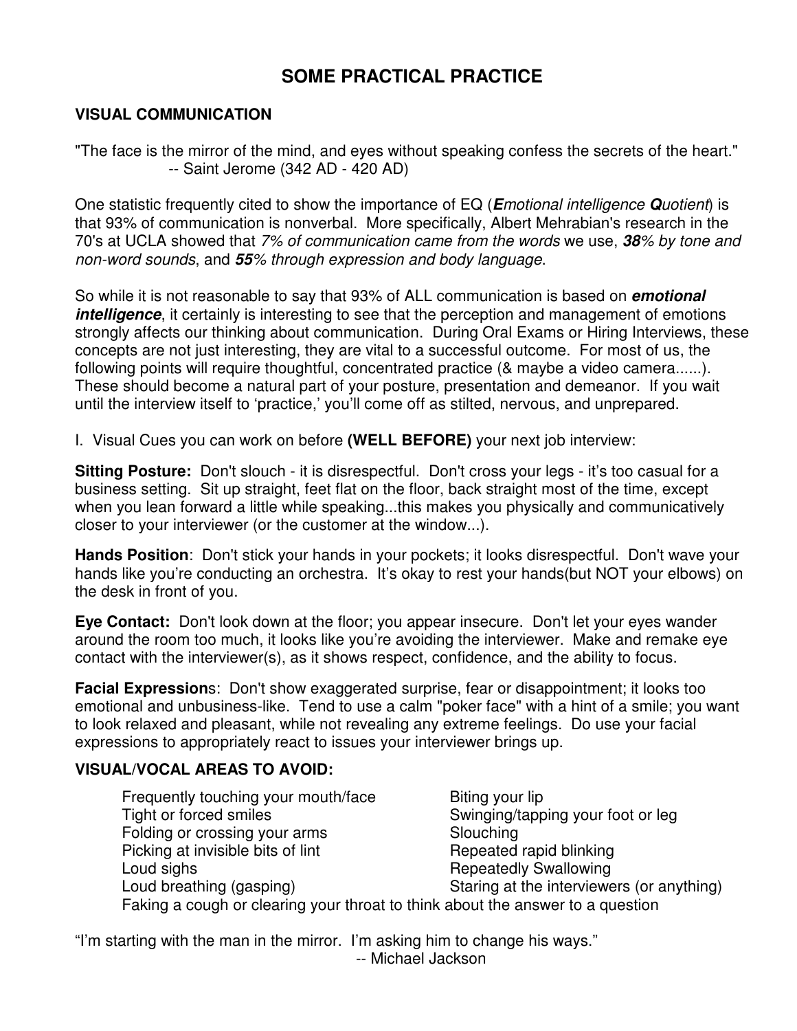# SOME PRACTICAL PRACTICE

## VISUAL COMMUNICATION

"The face is the mirror of the mind, and eyes without speaking confess the secrets of the heart."
-- Saint Jerome (342 AD - 420 AD)

One statistic frequently cited to show the importance of EQ (***E**motional intelligence **Q**uotient*) is that 93% of communication is nonverbal. More specifically, Albert Mehrabian's research in the 70's at UCLA showed that *7% of communication came from the words* we use, ***38**% by tone and non-word sounds*, and ***55**% through expression and body language*.

So while it is not reasonable to say that 93% of ALL communication is based on ***emotional intelligence***, it certainly is interesting to see that the perception and management of emotions strongly affects our thinking about communication. During Oral Exams or Hiring Interviews, these concepts are not just interesting, they are vital to a successful outcome. For most of us, the following points will require thoughtful, concentrated practice (& maybe a video camera......). These should become a natural part of your posture, presentation and demeanor. If you wait until the interview itself to 'practice,' you'll come off as stilted, nervous, and unprepared.

I. Visual Cues you can work on before **(WELL BEFORE)** your next job interview:

**Sitting Posture:** Don't slouch - it is disrespectful. Don't cross your legs - it's too casual for a business setting. Sit up straight, feet flat on the floor, back straight most of the time, except when you lean forward a little while speaking...this makes you physically and communicatively closer to your interviewer (or the customer at the window...).

**Hands Position**: Don't stick your hands in your pockets; it looks disrespectful. Don't wave your hands like you're conducting an orchestra. It's okay to rest your hands(but NOT your elbows) on the desk in front of you.

**Eye Contact:** Don't look down at the floor; you appear insecure. Don't let your eyes wander around the room too much, it looks like you're avoiding the interviewer. Make and remake eye contact with the interviewer(s), as it shows respect, confidence, and the ability to focus.

**Facial Expression**s: Don't show exaggerated surprise, fear or disappointment; it looks too emotional and unbusiness-like. Tend to use a calm "poker face" with a hint of a smile; you want to look relaxed and pleasant, while not revealing any extreme feelings. Do use your facial expressions to appropriately react to issues your interviewer brings up.

**VISUAL/VOCAL AREAS TO AVOID:**

- Frequently touching your mouth/face
- Tight or forced smiles
- Folding or crossing your arms
- Picking at invisible bits of lint
- Loud sighs
- Loud breathing (gasping)
- Biting your lip
- Swinging/tapping your foot or leg
- Slouching
- Repeated rapid blinking
- Repeatedly Swallowing
- Staring at the interviewers (or anything)
- Faking a cough or clearing your throat to think about the answer to a question

"I'm starting with the man in the mirror. I'm asking him to change his ways."
-- Michael Jackson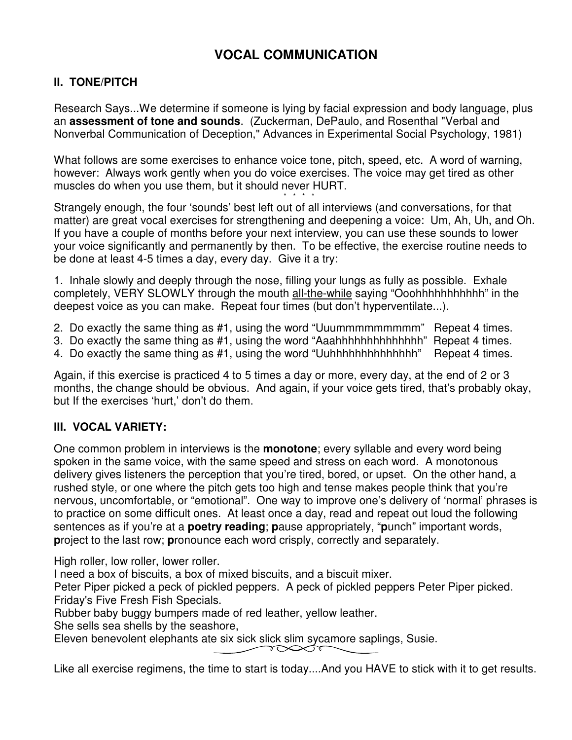# VOCAL COMMUNICATION

## II. TONE/PITCH

Research Says...We determine if someone is lying by facial expression and body language, plus an **assessment of tone and sounds**. (Zuckerman, DePaulo, and Rosenthal "Verbal and Nonverbal Communication of Deception," Advances in Experimental Social Psychology, 1981)

What follows are some exercises to enhance voice tone, pitch, speed, etc. A word of warning, however: Always work gently when you do voice exercises. The voice may get tired as other muscles do when you use them, but it should never HURT.

\* \* \* \*

Strangely enough, the four 'sounds' best left out of all interviews (and conversations, for that matter) are great vocal exercises for strengthening and deepening a voice: Um, Ah, Uh, and Oh. If you have a couple of months before your next interview, you can use these sounds to lower your voice significantly and permanently by then. To be effective, the exercise routine needs to be done at least 4-5 times a day, every day. Give it a try:

1. Inhale slowly and deeply through the nose, filling your lungs as fully as possible. Exhale completely, VERY SLOWLY through the mouth <u>all-the-while</u> saying "Ooohhhhhhhhhhh" in the deepest voice as you can make. Repeat four times (but don't hyperventilate...).
2. Do exactly the same thing as #1, using the word "Uuummmmmmmmm" Repeat 4 times.
3. Do exactly the same thing as #1, using the word "Aaahhhhhhhhhhhhhh" Repeat 4 times.
4. Do exactly the same thing as #1, using the word "Uuhhhhhhhhhhhhhh" Repeat 4 times.

Again, if this exercise is practiced 4 to 5 times a day or more, every day, at the end of 2 or 3 months, the change should be obvious. And again, if your voice gets tired, that's probably okay, but If the exercises 'hurt,' don't do them.

## III. VOCAL VARIETY:

One common problem in interviews is the **monotone**; every syllable and every word being spoken in the same voice, with the same speed and stress on each word. A monotonous delivery gives listeners the perception that you're tired, bored, or upset. On the other hand, a rushed style, or one where the pitch gets too high and tense makes people think that you're nervous, uncomfortable, or "emotional". One way to improve one's delivery of 'normal' phrases is to practice on some difficult ones. At least once a day, read and repeat out loud the following sentences as if you're at a **poetry reading**; **p**ause appropriately, "**p**unch" important words, **p**roject to the last row; **p**ronounce each word crisply, correctly and separately.

High roller, low roller, lower roller.
I need a box of biscuits, a box of mixed biscuits, and a biscuit mixer.
Peter Piper picked a peck of pickled peppers. A peck of pickled peppers Peter Piper picked.
Friday's Five Fresh Fish Specials.
Rubber baby buggy bumpers made of red leather, yellow leather.
She sells sea shells by the seashore,
Eleven benevolent elephants ate six sick slick slim sycamore saplings, Susie.

Like all exercise regimens, the time to start is today....And you HAVE to stick with it to get results.